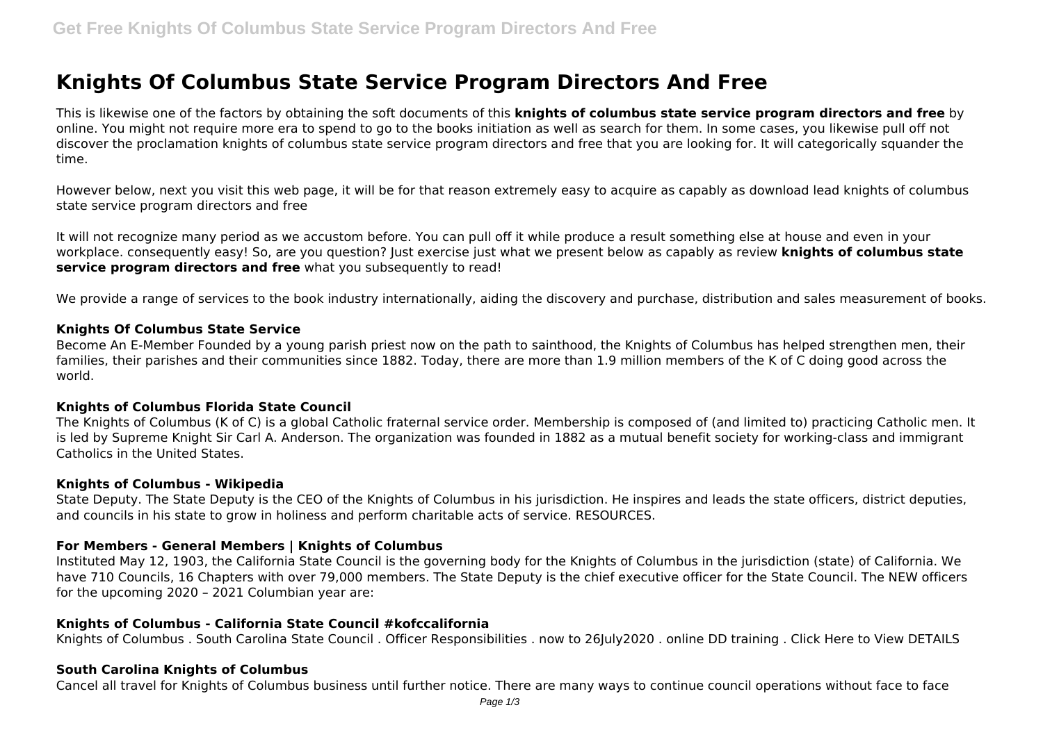# Knights Of Columbus State Service Program Directors And Free

This is likewise one of the factors by obtaining the soft documents of this **knights of columbus state service program directors and free** by online. You might not require more era to spend to go to the books initiation as well as search for them. In some cases, you likewise pull off not discover the proclamation knights of columbus state service program directors and free that you are looking for. It will categorically squander the time.

However below, next you visit this web page, it will be for that reason extremely easy to acquire as capably as download lead knights of columbus state service program directors and free

It will not recognize many period as we accustom before. You can pull off it while produce a result something else at house and even in your workplace. consequently easy! So, are you question? Just exercise just what we present below as capably as review **knights of columbus state service program directors and free** what you subsequently to read!

We provide a range of services to the book industry internationally, aiding the discovery and purchase, distribution and sales measurement of books.

### Knights Of Columbus State Service

Become An E-Member Founded by a young parish priest now on the path to sainthood, the Knights of Columbus has helped strengthen men, their families, their parishes and their communities since 1882. Today, there are more than 1.9 million members of the K of C doing good across the world.

### Knights of Columbus Florida State Council

The Knights of Columbus (K of C) is a global Catholic fraternal service order. Membership is composed of (and limited to) practicing Catholic men. It is led by Supreme Knight Sir Carl A. Anderson. The organization was founded in 1882 as a mutual benefit society for working-class and immigrant Catholics in the United States.

### Knights of Columbus - Wikipedia

State Deputy. The State Deputy is the CEO of the Knights of Columbus in his jurisdiction. He inspires and leads the state officers, district deputies, and councils in his state to grow in holiness and perform charitable acts of service. RESOURCES.

### For Members - General Members | Knights of Columbus

Instituted May 12, 1903, the California State Council is the governing body for the Knights of Columbus in the jurisdiction (state) of California. We have 710 Councils, 16 Chapters with over 79,000 members. The State Deputy is the chief executive officer for the State Council. The NEW officers for the upcoming 2020 – 2021 Columbian year are:

### Knights of Columbus - California State Council #kofccalifornia

Knights of Columbus . South Carolina State Council . Officer Responsibilities . now to 26July2020 . online DD training . Click Here to View DETAILS

### South Carolina Knights of Columbus

Cancel all travel for Knights of Columbus business until further notice. There are many ways to continue council operations without face to face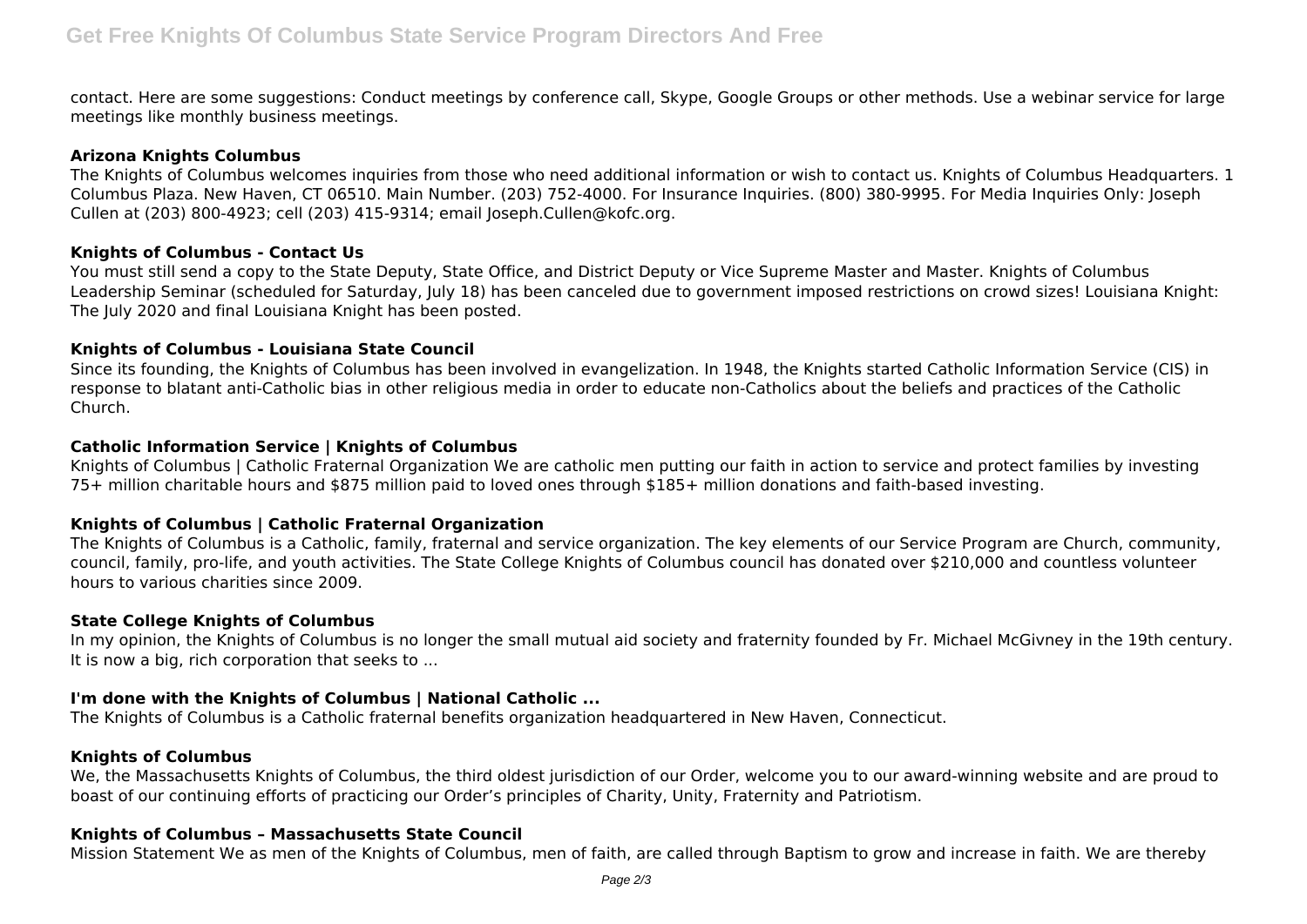contact. Here are some suggestions: Conduct meetings by conference call, Skype, Google Groups or other methods. Use a webinar service for large meetings like monthly business meetings.

### Arizona Knights Columbus

The Knights of Columbus welcomes inquiries from those who need additional information or wish to contact us. Knights of Columbus Headquarters. 1 Columbus Plaza. New Haven, CT 06510. Main Number. (203) 752-4000. For Insurance Inquiries. (800) 380-9995. For Media Inquiries Only: Joseph Cullen at (203) 800-4923; cell (203) 415-9314; email Joseph.Cullen@kofc.org.

### Knights of Columbus - Contact Us

You must still send a copy to the State Deputy, State Office, and District Deputy or Vice Supreme Master and Master. Knights of Columbus Leadership Seminar (scheduled for Saturday, July 18) has been canceled due to government imposed restrictions on crowd sizes! Louisiana Knight: The July 2020 and final Louisiana Knight has been posted.

### Knights of Columbus - Louisiana State Council

Since its founding, the Knights of Columbus has been involved in evangelization. In 1948, the Knights started Catholic Information Service (CIS) in response to blatant anti-Catholic bias in other religious media in order to educate non-Catholics about the beliefs and practices of the Catholic Church.

### Catholic Information Service | Knights of Columbus

Knights of Columbus | Catholic Fraternal Organization We are catholic men putting our faith in action to service and protect families by investing 75+ million charitable hours and $875 million paid to loved ones through $185+ million donations and faith-based investing.

### Knights of Columbus | Catholic Fraternal Organization

The Knights of Columbus is a Catholic, family, fraternal and service organization. The key elements of our Service Program are Church, community, council, family, pro-life, and youth activities. The State College Knights of Columbus council has donated over $210,000 and countless volunteer hours to various charities since 2009.

### State College Knights of Columbus

In my opinion, the Knights of Columbus is no longer the small mutual aid society and fraternity founded by Fr. Michael McGivney in the 19th century. It is now a big, rich corporation that seeks to ...

### I'm done with the Knights of Columbus | National Catholic ...

The Knights of Columbus is a Catholic fraternal benefits organization headquartered in New Haven, Connecticut.

### Knights of Columbus

We, the Massachusetts Knights of Columbus, the third oldest jurisdiction of our Order, welcome you to our award-winning website and are proud to boast of our continuing efforts of practicing our Order's principles of Charity, Unity, Fraternity and Patriotism.

### Knights of Columbus – Massachusetts State Council

Mission Statement We as men of the Knights of Columbus, men of faith, are called through Baptism to grow and increase in faith. We are thereby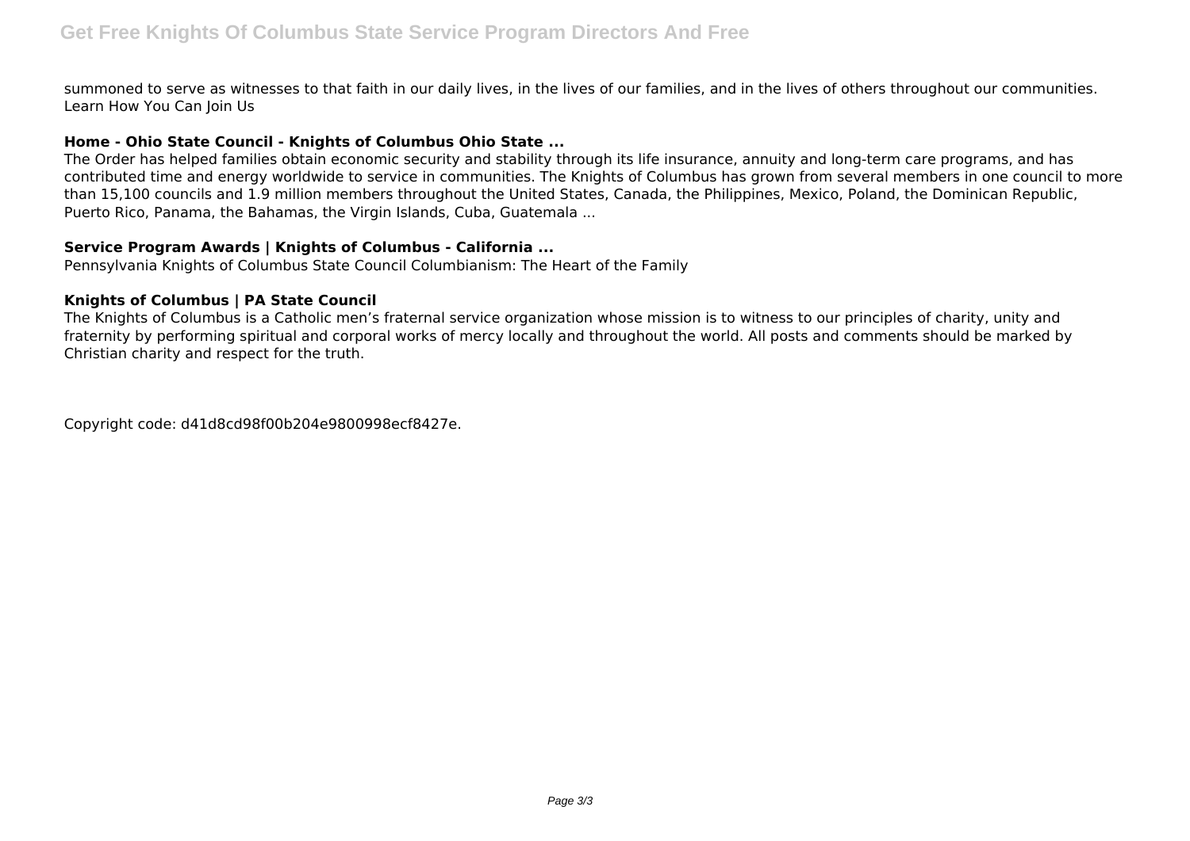summoned to serve as witnesses to that faith in our daily lives, in the lives of our families, and in the lives of others throughout our communities. Learn How You Can Join Us

**Home - Ohio State Council - Knights of Columbus Ohio State ...**

The Order has helped families obtain economic security and stability through its life insurance, annuity and long-term care programs, and has contributed time and energy worldwide to service in communities. The Knights of Columbus has grown from several members in one council to more than 15,100 councils and 1.9 million members throughout the United States, Canada, the Philippines, Mexico, Poland, the Dominican Republic, Puerto Rico, Panama, the Bahamas, the Virgin Islands, Cuba, Guatemala ...

**Service Program Awards | Knights of Columbus - California ...**

Pennsylvania Knights of Columbus State Council Columbianism: The Heart of the Family

**Knights of Columbus | PA State Council**

The Knights of Columbus is a Catholic men's fraternal service organization whose mission is to witness to our principles of charity, unity and fraternity by performing spiritual and corporal works of mercy locally and throughout the world. All posts and comments should be marked by Christian charity and respect for the truth.

Copyright code: d41d8cd98f00b204e9800998ecf8427e.